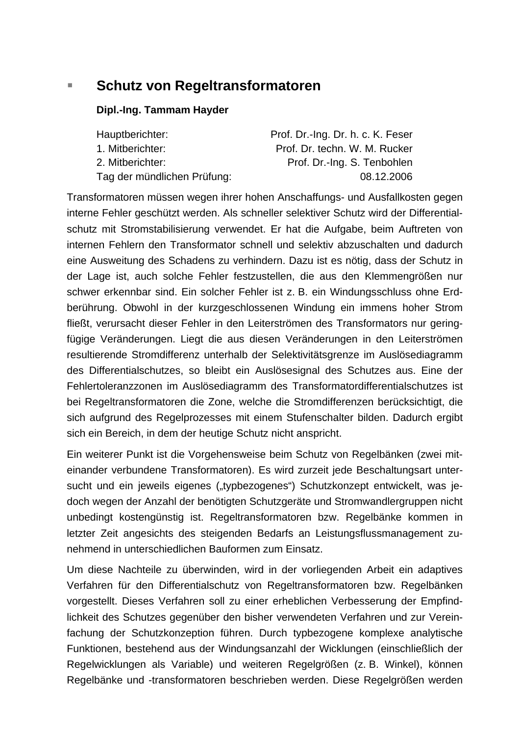## Schutz von Regeltransformatoren

**Dipl.-Ing. Tammam Hayder**

| | |
|---|---|
| Hauptberichter: | Prof. Dr.-Ing. Dr. h. c. K. Feser |
| 1. Mitberichter: | Prof. Dr. techn. W. M. Rucker |
| 2. Mitberichter: | Prof. Dr.-Ing. S. Tenbohlen |
| Tag der mündlichen Prüfung: | 08.12.2006 |

Transformatoren müssen wegen ihrer hohen Anschaffungs- und Ausfallkosten gegen interne Fehler geschützt werden. Als schneller selektiver Schutz wird der Differentialschutz mit Stromstabilisierung verwendet. Er hat die Aufgabe, beim Auftreten von internen Fehlern den Transformator schnell und selektiv abzuschalten und dadurch eine Ausweitung des Schadens zu verhindern. Dazu ist es nötig, dass der Schutz in der Lage ist, auch solche Fehler festzustellen, die aus den Klemmengrößen nur schwer erkennbar sind. Ein solcher Fehler ist z. B. ein Windungsschluss ohne Erdberührung. Obwohl in der kurzgeschlossenen Windung ein immens hoher Strom fließt, verursacht dieser Fehler in den Leiterströmen des Transformators nur geringfügige Veränderungen. Liegt die aus diesen Veränderungen in den Leiterströmen resultierende Stromdifferenz unterhalb der Selektivitätsgrenze im Auslösediagramm des Differentialschutzes, so bleibt ein Auslösesignal des Schutzes aus. Eine der Fehlertoleranzzonen im Auslösediagramm des Transformatordifferentialschutzes ist bei Regeltransformatoren die Zone, welche die Stromdifferenzen berücksichtigt, die sich aufgrund des Regelprozesses mit einem Stufenschalter bilden. Dadurch ergibt sich ein Bereich, in dem der heutige Schutz nicht anspricht.

Ein weiterer Punkt ist die Vorgehensweise beim Schutz von Regelbänken (zwei miteinander verbundene Transformatoren). Es wird zurzeit jede Beschaltungsart untersucht und ein jeweils eigenes („typbezogenes") Schutzkonzept entwickelt, was jedoch wegen der Anzahl der benötigten Schutzgeräte und Stromwandlergruppen nicht unbedingt kostengünstig ist. Regeltransformatoren bzw. Regelbänke kommen in letzter Zeit angesichts des steigenden Bedarfs an Leistungsflussmanagement zunehmend in unterschiedlichen Bauformen zum Einsatz.

Um diese Nachteile zu überwinden, wird in der vorliegenden Arbeit ein adaptives Verfahren für den Differentialschutz von Regeltransformatoren bzw. Regelbänken vorgestellt. Dieses Verfahren soll zu einer erheblichen Verbesserung der Empfindlichkeit des Schutzes gegenüber den bisher verwendeten Verfahren und zur Vereinfachung der Schutzkonzeption führen. Durch typbezogene komplexe analytische Funktionen, bestehend aus der Windungsanzahl der Wicklungen (einschließlich der Regelwicklungen als Variable) und weiteren Regelgrößen (z. B. Winkel), können Regelbänke und -transformatoren beschrieben werden. Diese Regelgrößen werden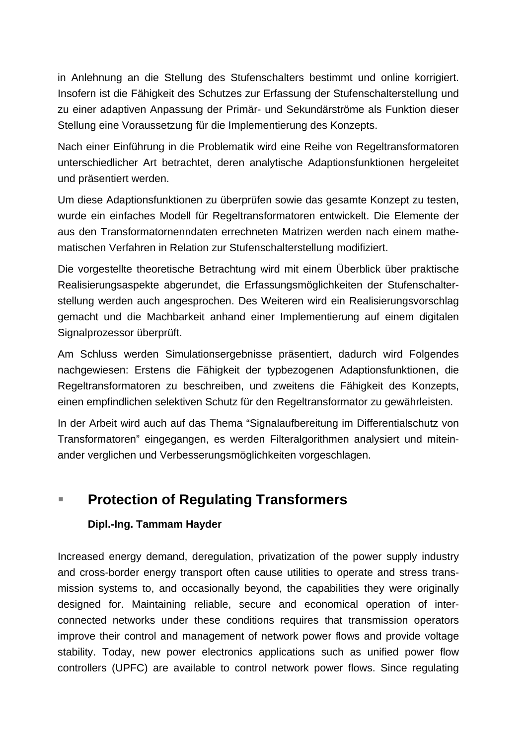in Anlehnung an die Stellung des Stufenschalters bestimmt und online korrigiert. Insofern ist die Fähigkeit des Schutzes zur Erfassung der Stufenschalterstellung und zu einer adaptiven Anpassung der Primär- und Sekundärströme als Funktion dieser Stellung eine Voraussetzung für die Implementierung des Konzepts.

Nach einer Einführung in die Problematik wird eine Reihe von Regeltransformatoren unterschiedlicher Art betrachtet, deren analytische Adaptionsfunktionen hergeleitet und präsentiert werden.

Um diese Adaptionsfunktionen zu überprüfen sowie das gesamte Konzept zu testen, wurde ein einfaches Modell für Regeltransformatoren entwickelt. Die Elemente der aus den Transformatornenndaten errechneten Matrizen werden nach einem mathematischen Verfahren in Relation zur Stufenschalterstellung modifiziert.

Die vorgestellte theoretische Betrachtung wird mit einem Überblick über praktische Realisierungsaspekte abgerundet, die Erfassungsmöglichkeiten der Stufenschalterstellung werden auch angesprochen. Des Weiteren wird ein Realisierungsvorschlag gemacht und die Machbarkeit anhand einer Implementierung auf einem digitalen Signalprozessor überprüft.

Am Schluss werden Simulationsergebnisse präsentiert, dadurch wird Folgendes nachgewiesen: Erstens die Fähigkeit der typbezogenen Adaptionsfunktionen, die Regeltransformatoren zu beschreiben, und zweitens die Fähigkeit des Konzepts, einen empfindlichen selektiven Schutz für den Regeltransformator zu gewährleisten.

In der Arbeit wird auch auf das Thema “Signalaufbereitung im Differentialschutz von Transformatoren” eingegangen, es werden Filteralgorithmen analysiert und miteinander verglichen und Verbesserungsmöglichkeiten vorgeschlagen.

## Protection of Regulating Transformers

**Dipl.-Ing. Tammam Hayder**

Increased energy demand, deregulation, privatization of the power supply industry and cross-border energy transport often cause utilities to operate and stress transmission systems to, and occasionally beyond, the capabilities they were originally designed for. Maintaining reliable, secure and economical operation of interconnected networks under these conditions requires that transmission operators improve their control and management of network power flows and provide voltage stability. Today, new power electronics applications such as unified power flow controllers (UPFC) are available to control network power flows. Since regulating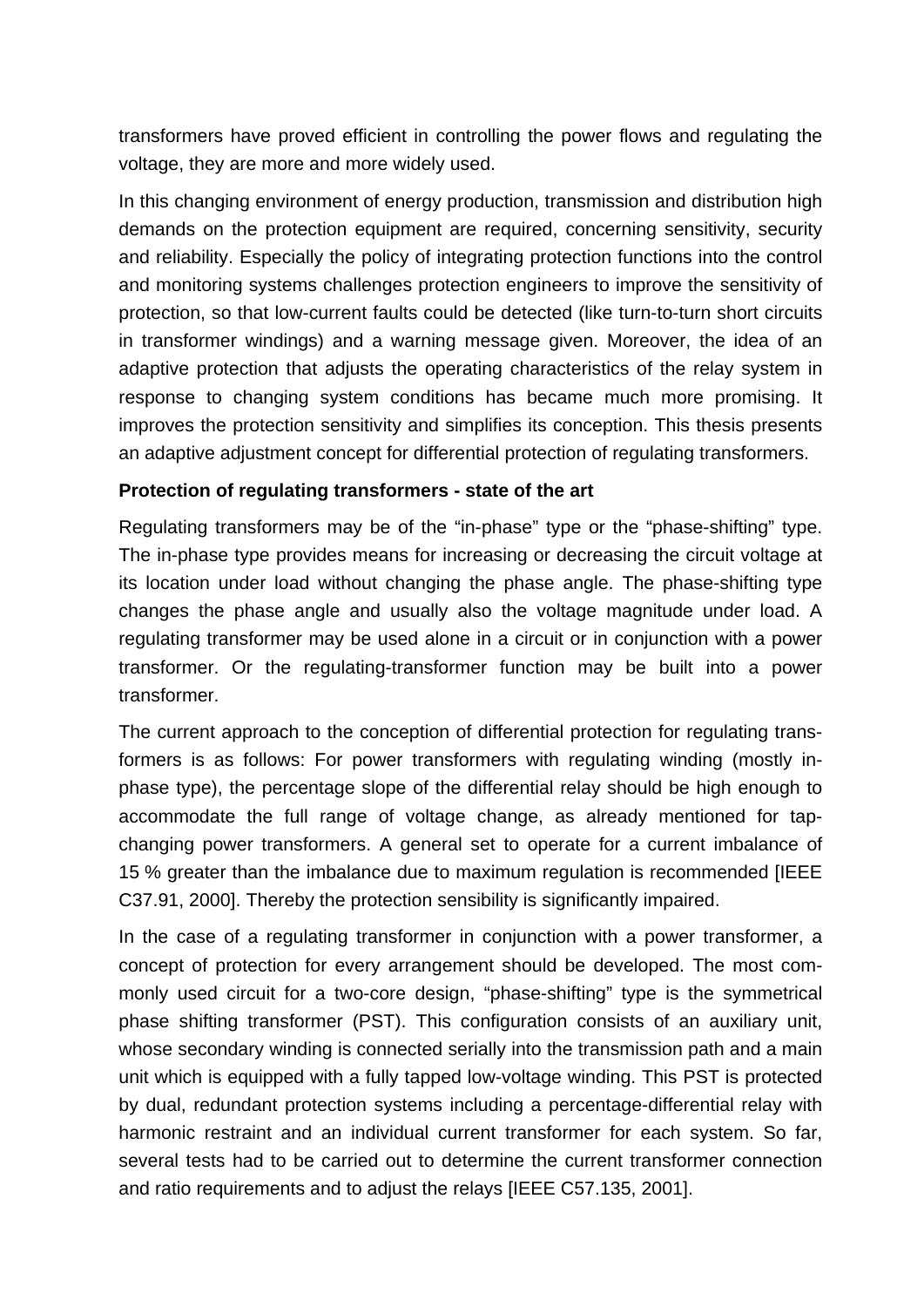transformers have proved efficient in controlling the power flows and regulating the voltage, they are more and more widely used.

In this changing environment of energy production, transmission and distribution high demands on the protection equipment are required, concerning sensitivity, security and reliability. Especially the policy of integrating protection functions into the control and monitoring systems challenges protection engineers to improve the sensitivity of protection, so that low-current faults could be detected (like turn-to-turn short circuits in transformer windings) and a warning message given. Moreover, the idea of an adaptive protection that adjusts the operating characteristics of the relay system in response to changing system conditions has became much more promising. It improves the protection sensitivity and simplifies its conception. This thesis presents an adaptive adjustment concept for differential protection of regulating transformers.

**Protection of regulating transformers - state of the art**

Regulating transformers may be of the “in-phase” type or the “phase-shifting” type. The in-phase type provides means for increasing or decreasing the circuit voltage at its location under load without changing the phase angle. The phase-shifting type changes the phase angle and usually also the voltage magnitude under load. A regulating transformer may be used alone in a circuit or in conjunction with a power transformer. Or the regulating-transformer function may be built into a power transformer.

The current approach to the conception of differential protection for regulating transformers is as follows: For power transformers with regulating winding (mostly in-phase type), the percentage slope of the differential relay should be high enough to accommodate the full range of voltage change, as already mentioned for tap-changing power transformers. A general set to operate for a current imbalance of 15 % greater than the imbalance due to maximum regulation is recommended [IEEE C37.91, 2000]. Thereby the protection sensibility is significantly impaired.

In the case of a regulating transformer in conjunction with a power transformer, a concept of protection for every arrangement should be developed. The most commonly used circuit for a two-core design, “phase-shifting” type is the symmetrical phase shifting transformer (PST). This configuration consists of an auxiliary unit, whose secondary winding is connected serially into the transmission path and a main unit which is equipped with a fully tapped low-voltage winding. This PST is protected by dual, redundant protection systems including a percentage-differential relay with harmonic restraint and an individual current transformer for each system. So far, several tests had to be carried out to determine the current transformer connection and ratio requirements and to adjust the relays [IEEE C57.135, 2001].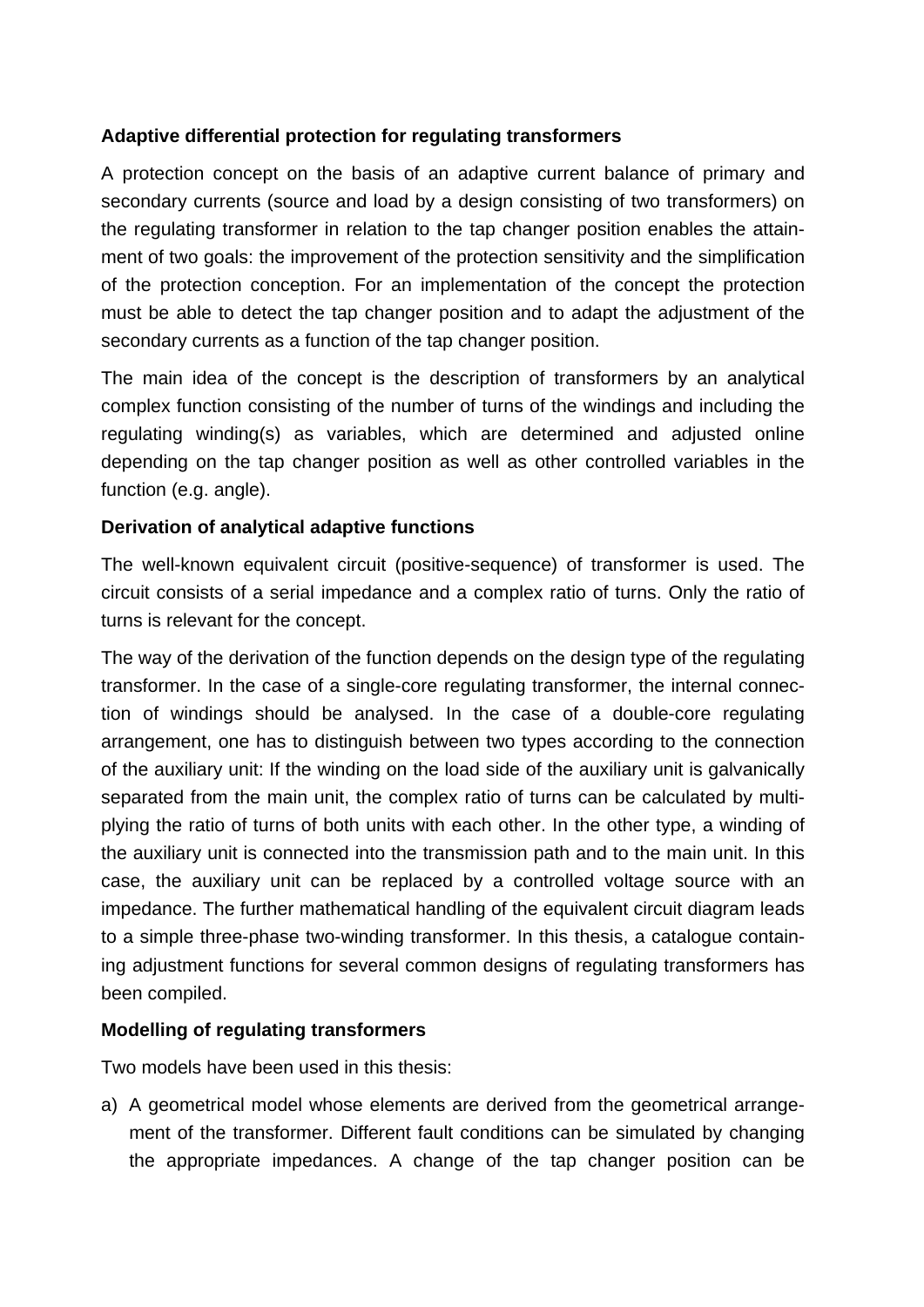**Adaptive differential protection for regulating transformers**

A protection concept on the basis of an adaptive current balance of primary and secondary currents (source and load by a design consisting of two transformers) on the regulating transformer in relation to the tap changer position enables the attainment of two goals: the improvement of the protection sensitivity and the simplification of the protection conception. For an implementation of the concept the protection must be able to detect the tap changer position and to adapt the adjustment of the secondary currents as a function of the tap changer position.

The main idea of the concept is the description of transformers by an analytical complex function consisting of the number of turns of the windings and including the regulating winding(s) as variables, which are determined and adjusted online depending on the tap changer position as well as other controlled variables in the function (e.g. angle).

**Derivation of analytical adaptive functions**

The well-known equivalent circuit (positive-sequence) of transformer is used. The circuit consists of a serial impedance and a complex ratio of turns. Only the ratio of turns is relevant for the concept.

The way of the derivation of the function depends on the design type of the regulating transformer. In the case of a single-core regulating transformer, the internal connection of windings should be analysed. In the case of a double-core regulating arrangement, one has to distinguish between two types according to the connection of the auxiliary unit: If the winding on the load side of the auxiliary unit is galvanically separated from the main unit, the complex ratio of turns can be calculated by multiplying the ratio of turns of both units with each other. In the other type, a winding of the auxiliary unit is connected into the transmission path and to the main unit. In this case, the auxiliary unit can be replaced by a controlled voltage source with an impedance. The further mathematical handling of the equivalent circuit diagram leads to a simple three-phase two-winding transformer. In this thesis, a catalogue containing adjustment functions for several common designs of regulating transformers has been compiled.

**Modelling of regulating transformers**

Two models have been used in this thesis:

a) A geometrical model whose elements are derived from the geometrical arrangement of the transformer. Different fault conditions can be simulated by changing the appropriate impedances. A change of the tap changer position can be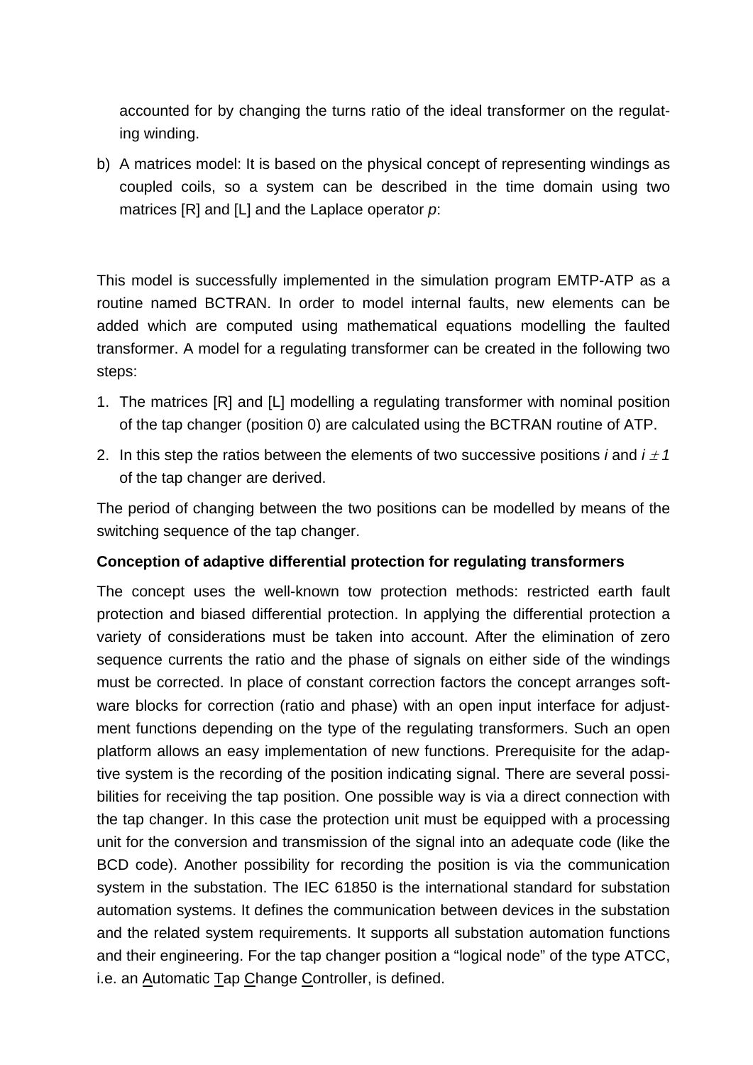accounted for by changing the turns ratio of the ideal transformer on the regulating winding.

b) A matrices model: It is based on the physical concept of representing windings as coupled coils, so a system can be described in the time domain using two matrices [R] and [L] and the Laplace operator *p*:

This model is successfully implemented in the simulation program EMTP-ATP as a routine named BCTRAN. In order to model internal faults, new elements can be added which are computed using mathematical equations modelling the faulted transformer. A model for a regulating transformer can be created in the following two steps:

1. The matrices [R] and [L] modelling a regulating transformer with nominal position of the tap changer (position 0) are calculated using the BCTRAN routine of ATP.
2. In this step the ratios between the elements of two successive positions $i$ and $i \pm 1$ of the tap changer are derived.

The period of changing between the two positions can be modelled by means of the switching sequence of the tap changer.

**Conception of adaptive differential protection for regulating transformers**

The concept uses the well-known tow protection methods: restricted earth fault protection and biased differential protection. In applying the differential protection a variety of considerations must be taken into account. After the elimination of zero sequence currents the ratio and the phase of signals on either side of the windings must be corrected. In place of constant correction factors the concept arranges software blocks for correction (ratio and phase) with an open input interface for adjustment functions depending on the type of the regulating transformers. Such an open platform allows an easy implementation of new functions. Prerequisite for the adaptive system is the recording of the position indicating signal. There are several possibilities for receiving the tap position. One possible way is via a direct connection with the tap changer. In this case the protection unit must be equipped with a processing unit for the conversion and transmission of the signal into an adequate code (like the BCD code). Another possibility for recording the position is via the communication system in the substation. The IEC 61850 is the international standard for substation automation systems. It defines the communication between devices in the substation and the related system requirements. It supports all substation automation functions and their engineering. For the tap changer position a "logical node" of the type ATCC, i.e. an Automatic Tap Change Controller, is defined.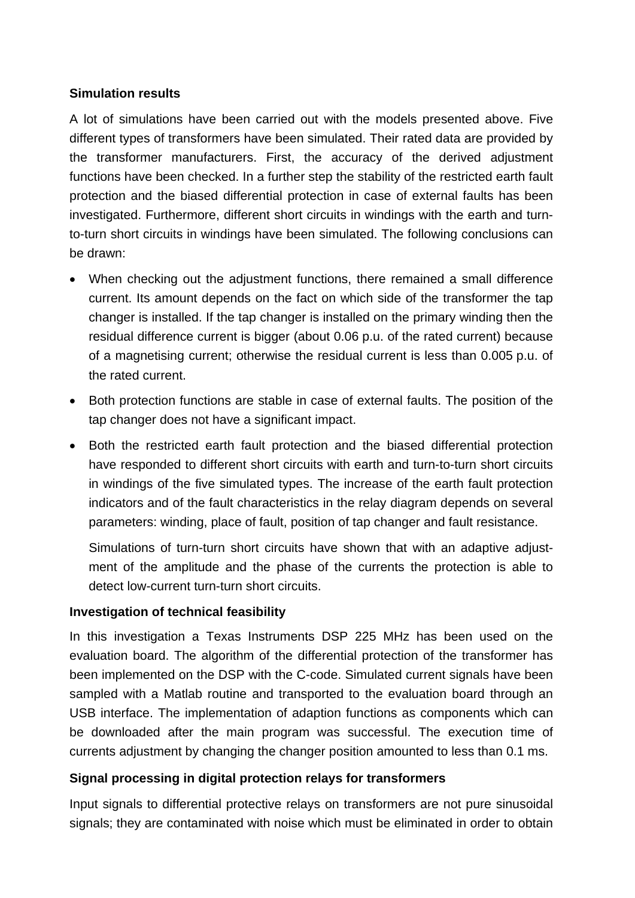**Simulation results**

A lot of simulations have been carried out with the models presented above. Five different types of transformers have been simulated. Their rated data are provided by the transformer manufacturers. First, the accuracy of the derived adjustment functions have been checked. In a further step the stability of the restricted earth fault protection and the biased differential protection in case of external faults has been investigated. Furthermore, different short circuits in windings with the earth and turn-to-turn short circuits in windings have been simulated. The following conclusions can be drawn:

- When checking out the adjustment functions, there remained a small difference current. Its amount depends on the fact on which side of the transformer the tap changer is installed. If the tap changer is installed on the primary winding then the residual difference current is bigger (about 0.06 p.u. of the rated current) because of a magnetising current; otherwise the residual current is less than 0.005 p.u. of the rated current.
- Both protection functions are stable in case of external faults. The position of the tap changer does not have a significant impact.
- Both the restricted earth fault protection and the biased differential protection have responded to different short circuits with earth and turn-to-turn short circuits in windings of the five simulated types. The increase of the earth fault protection indicators and of the fault characteristics in the relay diagram depends on several parameters: winding, place of fault, position of tap changer and fault resistance.

  Simulations of turn-turn short circuits have shown that with an adaptive adjustment of the amplitude and the phase of the currents the protection is able to detect low-current turn-turn short circuits.

**Investigation of technical feasibility**

In this investigation a Texas Instruments DSP 225 MHz has been used on the evaluation board. The algorithm of the differential protection of the transformer has been implemented on the DSP with the C-code. Simulated current signals have been sampled with a Matlab routine and transported to the evaluation board through an USB interface. The implementation of adaption functions as components which can be downloaded after the main program was successful. The execution time of currents adjustment by changing the changer position amounted to less than 0.1 ms.

**Signal processing in digital protection relays for transformers**

Input signals to differential protective relays on transformers are not pure sinusoidal signals; they are contaminated with noise which must be eliminated in order to obtain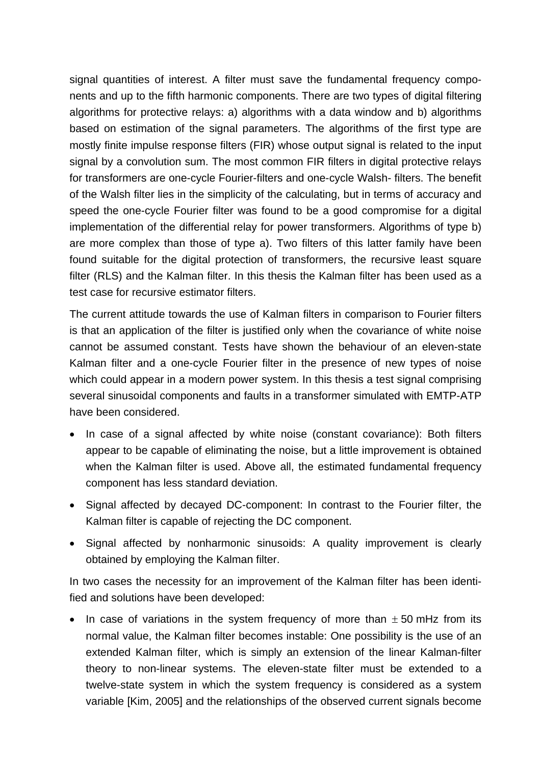signal quantities of interest. A filter must save the fundamental frequency components and up to the fifth harmonic components. There are two types of digital filtering algorithms for protective relays: a) algorithms with a data window and b) algorithms based on estimation of the signal parameters. The algorithms of the first type are mostly finite impulse response filters (FIR) whose output signal is related to the input signal by a convolution sum. The most common FIR filters in digital protective relays for transformers are one-cycle Fourier-filters and one-cycle Walsh- filters. The benefit of the Walsh filter lies in the simplicity of the calculating, but in terms of accuracy and speed the one-cycle Fourier filter was found to be a good compromise for a digital implementation of the differential relay for power transformers. Algorithms of type b) are more complex than those of type a). Two filters of this latter family have been found suitable for the digital protection of transformers, the recursive least square filter (RLS) and the Kalman filter. In this thesis the Kalman filter has been used as a test case for recursive estimator filters.

The current attitude towards the use of Kalman filters in comparison to Fourier filters is that an application of the filter is justified only when the covariance of white noise cannot be assumed constant. Tests have shown the behaviour of an eleven-state Kalman filter and a one-cycle Fourier filter in the presence of new types of noise which could appear in a modern power system. In this thesis a test signal comprising several sinusoidal components and faults in a transformer simulated with EMTP-ATP have been considered.

- In case of a signal affected by white noise (constant covariance): Both filters appear to be capable of eliminating the noise, but a little improvement is obtained when the Kalman filter is used. Above all, the estimated fundamental frequency component has less standard deviation.
- Signal affected by decayed DC-component: In contrast to the Fourier filter, the Kalman filter is capable of rejecting the DC component.
- Signal affected by nonharmonic sinusoids: A quality improvement is clearly obtained by employing the Kalman filter.

In two cases the necessity for an improvement of the Kalman filter has been identified and solutions have been developed:

- In case of variations in the system frequency of more than $\pm$ 50 mHz from its normal value, the Kalman filter becomes instable: One possibility is the use of an extended Kalman filter, which is simply an extension of the linear Kalman-filter theory to non-linear systems. The eleven-state filter must be extended to a twelve-state system in which the system frequency is considered as a system variable [Kim, 2005] and the relationships of the observed current signals become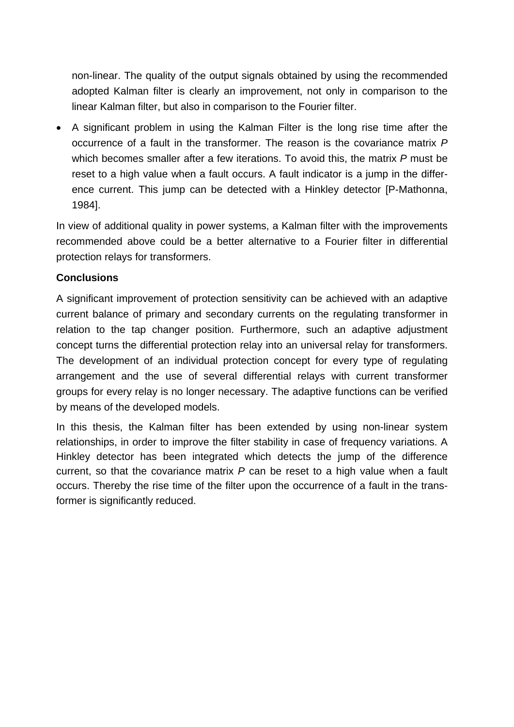non-linear. The quality of the output signals obtained by using the recommended adopted Kalman filter is clearly an improvement, not only in comparison to the linear Kalman filter, but also in comparison to the Fourier filter.

- A significant problem in using the Kalman Filter is the long rise time after the occurrence of a fault in the transformer. The reason is the covariance matrix $P$ which becomes smaller after a few iterations. To avoid this, the matrix $P$ must be reset to a high value when a fault occurs. A fault indicator is a jump in the difference current. This jump can be detected with a Hinkley detector [P-Mathonna, 1984].

In view of additional quality in power systems, a Kalman filter with the improvements recommended above could be a better alternative to a Fourier filter in differential protection relays for transformers.

**Conclusions**

A significant improvement of protection sensitivity can be achieved with an adaptive current balance of primary and secondary currents on the regulating transformer in relation to the tap changer position. Furthermore, such an adaptive adjustment concept turns the differential protection relay into an universal relay for transformers. The development of an individual protection concept for every type of regulating arrangement and the use of several differential relays with current transformer groups for every relay is no longer necessary. The adaptive functions can be verified by means of the developed models.

In this thesis, the Kalman filter has been extended by using non-linear system relationships, in order to improve the filter stability in case of frequency variations. A Hinkley detector has been integrated which detects the jump of the difference current, so that the covariance matrix $P$ can be reset to a high value when a fault occurs. Thereby the rise time of the filter upon the occurrence of a fault in the transformer is significantly reduced.